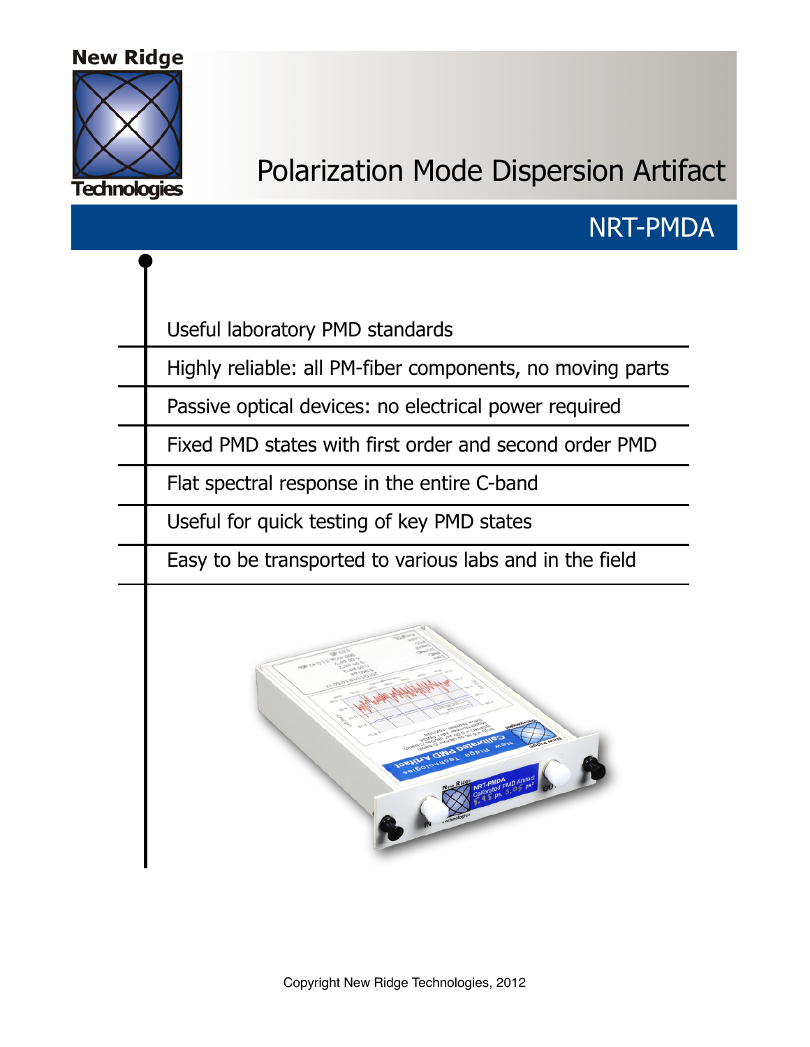New Ridge Technologies

# Polarization Mode Dispersion Artifact

## NRT-PMDA

- Useful laboratory PMD standards
- Highly reliable: all PM-fiber components, no moving parts
- Passive optical devices: no electrical power required
- Fixed PMD states with first order and second order PMD
- Flat spectral response in the entire C-band
- Useful for quick testing of key PMD states
- Easy to be transported to various labs and in the field

Copyright New Ridge Technologies, 2012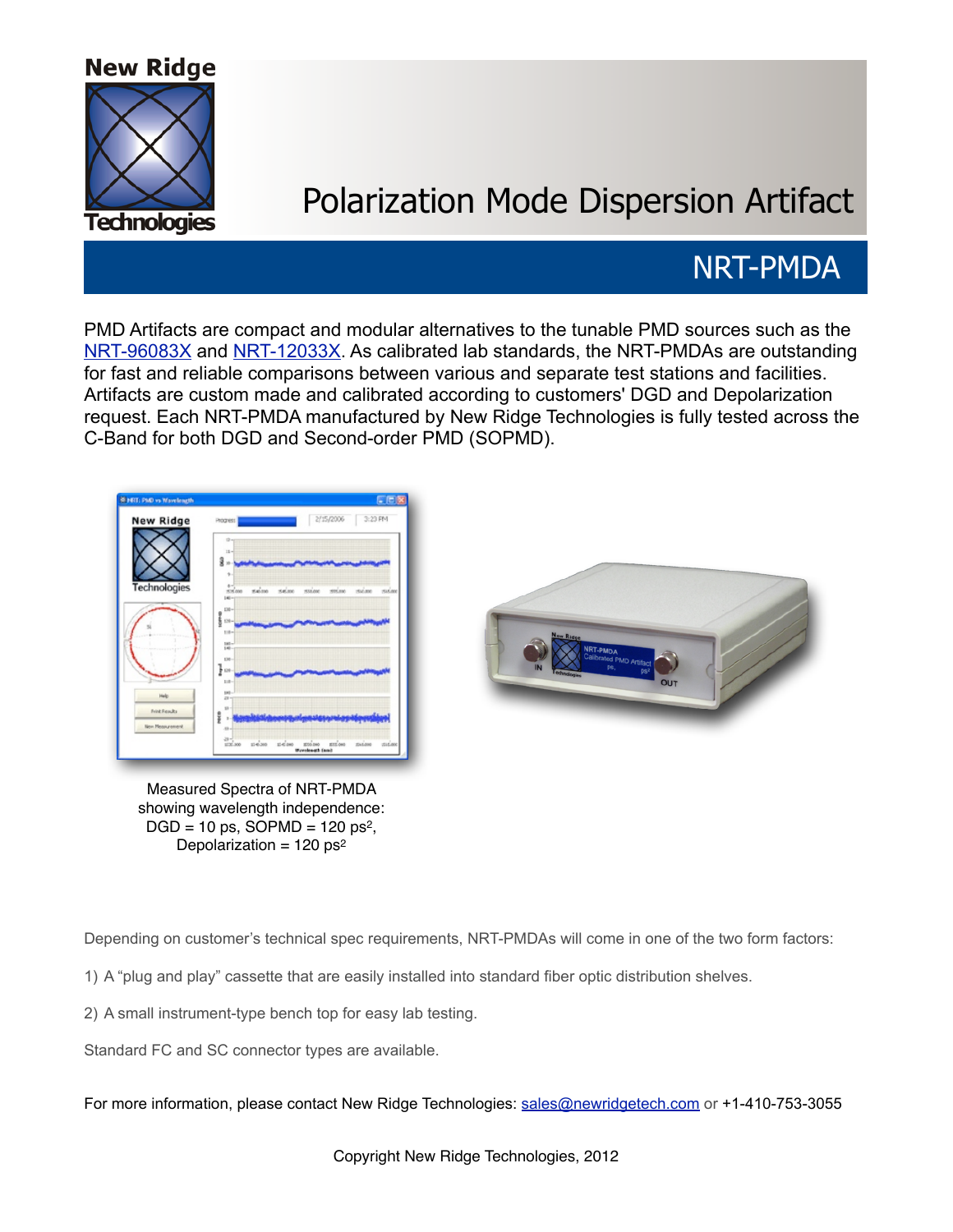New Ridge Technologies

# Polarization Mode Dispersion Artifact

## NRT-PMDA

PMD Artifacts are compact and modular alternatives to the tunable PMD sources such as the [NRT-96083X]() and [NRT-12033X](). As calibrated lab standards, the NRT-PMDAs are outstanding for fast and reliable comparisons between various and separate test stations and facilities. Artifacts are custom made and calibrated according to customers' DGD and Depolarization request. Each NRT-PMDA manufactured by New Ridge Technologies is fully tested across the C-Band for both DGD and Second-order PMD (SOPMD).

Measured Spectra of NRT-PMDA showing wavelength independence: DGD = 10 ps, SOPMD = 120 ps$^2$, Depolarization = 120 ps$^2$

Depending on customer's technical spec requirements, NRT-PMDAs will come in one of the two form factors:

1) A "plug and play" cassette that are easily installed into standard fiber optic distribution shelves.

2) A small instrument-type bench top for easy lab testing.

Standard FC and SC connector types are available.

For more information, please contact New Ridge Technologies: [sales@newridgetech.com]() or +1-410-753-3055

Copyright New Ridge Technologies, 2012